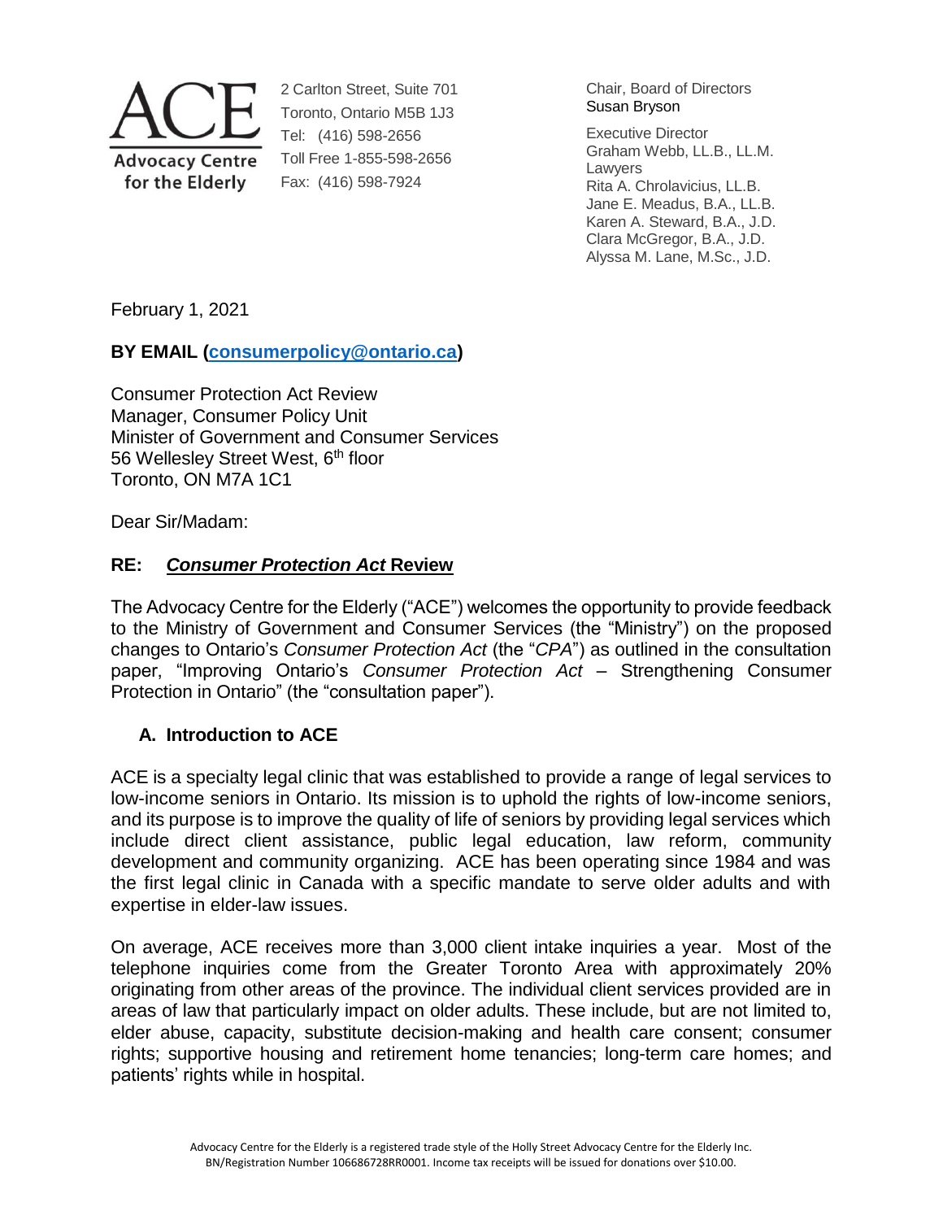**ACE**
**Advocacy Centre for the Elderly**

2 Carlton Street, Suite 701
Toronto, Ontario M5B 1J3
Tel: (416) 598-2656
Toll Free 1-855-598-2656
Fax: (416) 598-7924

Chair, Board of Directors
Susan Bryson

Executive Director
Graham Webb, LL.B., LL.M.
Lawyers
Rita A. Chrolavicius, LL.B.
Jane E. Meadus, B.A., LL.B.
Karen A. Steward, B.A., J.D.
Clara McGregor, B.A., J.D.
Alyssa M. Lane, M.Sc., J.D.

February 1, 2021

**BY EMAIL (consumerpolicy@ontario.ca)**

Consumer Protection Act Review
Manager, Consumer Policy Unit
Minister of Government and Consumer Services
56 Wellesley Street West, 6th floor
Toronto, ON M7A 1C1

Dear Sir/Madam:

**RE: *Consumer Protection Act* Review**

The Advocacy Centre for the Elderly ("ACE") welcomes the opportunity to provide feedback to the Ministry of Government and Consumer Services (the "Ministry") on the proposed changes to Ontario's *Consumer Protection Act* (the "*CPA*") as outlined in the consultation paper, "Improving Ontario's *Consumer Protection Act* – Strengthening Consumer Protection in Ontario" (the "consultation paper").

## A. Introduction to ACE

ACE is a specialty legal clinic that was established to provide a range of legal services to low-income seniors in Ontario. Its mission is to uphold the rights of low-income seniors, and its purpose is to improve the quality of life of seniors by providing legal services which include direct client assistance, public legal education, law reform, community development and community organizing. ACE has been operating since 1984 and was the first legal clinic in Canada with a specific mandate to serve older adults and with expertise in elder-law issues.

On average, ACE receives more than 3,000 client intake inquiries a year. Most of the telephone inquiries come from the Greater Toronto Area with approximately 20% originating from other areas of the province. The individual client services provided are in areas of law that particularly impact on older adults. These include, but are not limited to, elder abuse, capacity, substitute decision-making and health care consent; consumer rights; supportive housing and retirement home tenancies; long-term care homes; and patients' rights while in hospital.

Advocacy Centre for the Elderly is a registered trade style of the Holly Street Advocacy Centre for the Elderly Inc.
BN/Registration Number 106686728RR0001. Income tax receipts will be issued for donations over $10.00.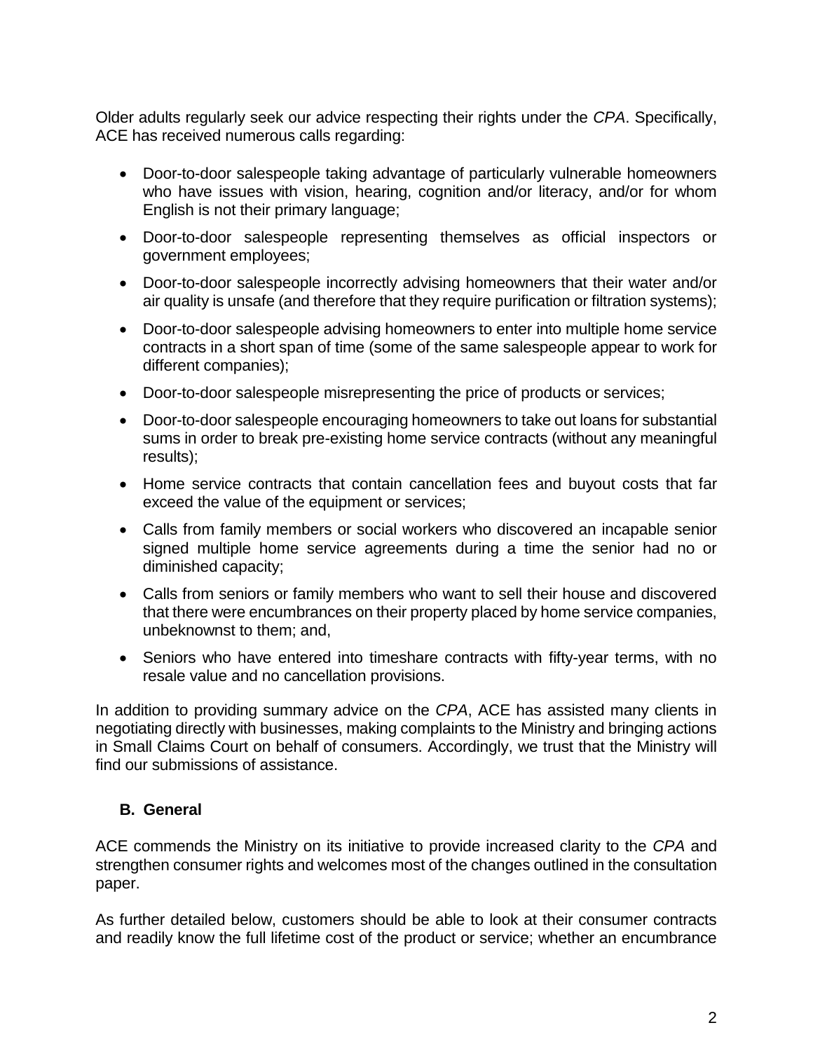Older adults regularly seek our advice respecting their rights under the *CPA*. Specifically, ACE has received numerous calls regarding:

- Door-to-door salespeople taking advantage of particularly vulnerable homeowners who have issues with vision, hearing, cognition and/or literacy, and/or for whom English is not their primary language;
- Door-to-door salespeople representing themselves as official inspectors or government employees;
- Door-to-door salespeople incorrectly advising homeowners that their water and/or air quality is unsafe (and therefore that they require purification or filtration systems);
- Door-to-door salespeople advising homeowners to enter into multiple home service contracts in a short span of time (some of the same salespeople appear to work for different companies);
- Door-to-door salespeople misrepresenting the price of products or services;
- Door-to-door salespeople encouraging homeowners to take out loans for substantial sums in order to break pre-existing home service contracts (without any meaningful results);
- Home service contracts that contain cancellation fees and buyout costs that far exceed the value of the equipment or services;
- Calls from family members or social workers who discovered an incapable senior signed multiple home service agreements during a time the senior had no or diminished capacity;
- Calls from seniors or family members who want to sell their house and discovered that there were encumbrances on their property placed by home service companies, unbeknownst to them; and,
- Seniors who have entered into timeshare contracts with fifty-year terms, with no resale value and no cancellation provisions.

In addition to providing summary advice on the *CPA*, ACE has assisted many clients in negotiating directly with businesses, making complaints to the Ministry and bringing actions in Small Claims Court on behalf of consumers. Accordingly, we trust that the Ministry will find our submissions of assistance.

### B. General

ACE commends the Ministry on its initiative to provide increased clarity to the *CPA* and strengthen consumer rights and welcomes most of the changes outlined in the consultation paper.

As further detailed below, customers should be able to look at their consumer contracts and readily know the full lifetime cost of the product or service; whether an encumbrance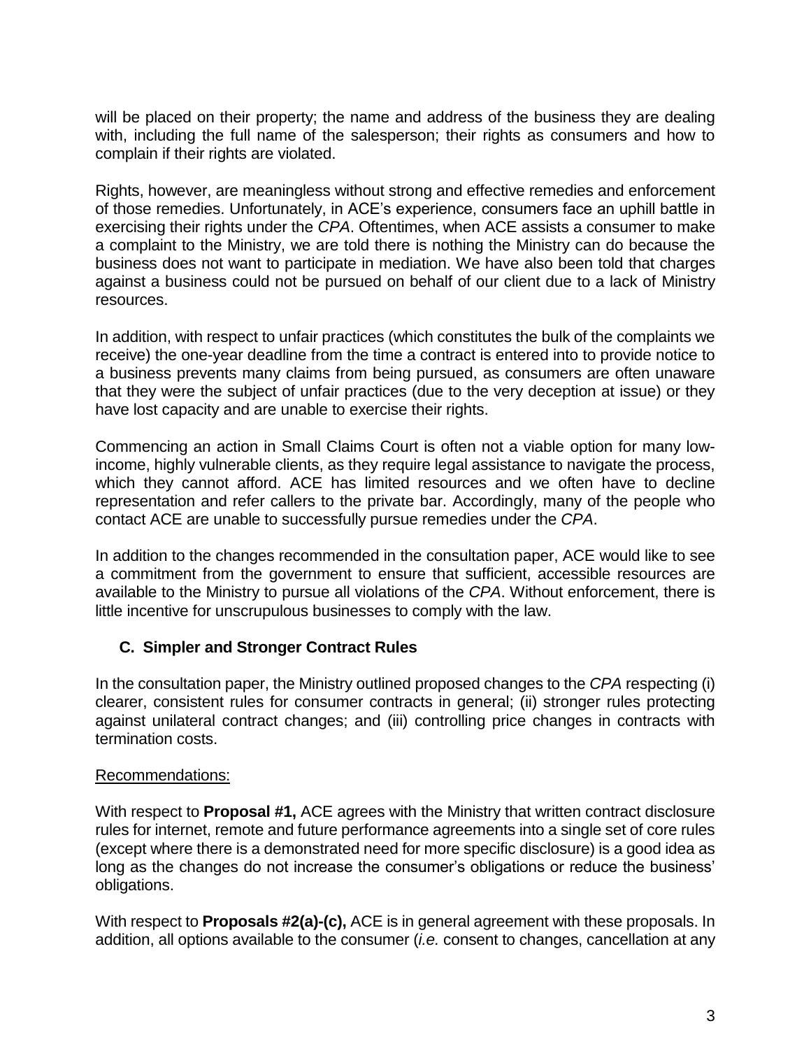will be placed on their property; the name and address of the business they are dealing with, including the full name of the salesperson; their rights as consumers and how to complain if their rights are violated.

Rights, however, are meaningless without strong and effective remedies and enforcement of those remedies. Unfortunately, in ACE's experience, consumers face an uphill battle in exercising their rights under the *CPA*. Oftentimes, when ACE assists a consumer to make a complaint to the Ministry, we are told there is nothing the Ministry can do because the business does not want to participate in mediation. We have also been told that charges against a business could not be pursued on behalf of our client due to a lack of Ministry resources.

In addition, with respect to unfair practices (which constitutes the bulk of the complaints we receive) the one-year deadline from the time a contract is entered into to provide notice to a business prevents many claims from being pursued, as consumers are often unaware that they were the subject of unfair practices (due to the very deception at issue) or they have lost capacity and are unable to exercise their rights.

Commencing an action in Small Claims Court is often not a viable option for many low-income, highly vulnerable clients, as they require legal assistance to navigate the process, which they cannot afford. ACE has limited resources and we often have to decline representation and refer callers to the private bar. Accordingly, many of the people who contact ACE are unable to successfully pursue remedies under the *CPA*.

In addition to the changes recommended in the consultation paper, ACE would like to see a commitment from the government to ensure that sufficient, accessible resources are available to the Ministry to pursue all violations of the *CPA*. Without enforcement, there is little incentive for unscrupulous businesses to comply with the law.

### C. Simpler and Stronger Contract Rules

In the consultation paper, the Ministry outlined proposed changes to the *CPA* respecting (i) clearer, consistent rules for consumer contracts in general; (ii) stronger rules protecting against unilateral contract changes; and (iii) controlling price changes in contracts with termination costs.

Recommendations:

With respect to **Proposal #1,** ACE agrees with the Ministry that written contract disclosure rules for internet, remote and future performance agreements into a single set of core rules (except where there is a demonstrated need for more specific disclosure) is a good idea as long as the changes do not increase the consumer's obligations or reduce the business' obligations.

With respect to **Proposals #2(a)-(c),** ACE is in general agreement with these proposals. In addition, all options available to the consumer (*i.e.* consent to changes, cancellation at any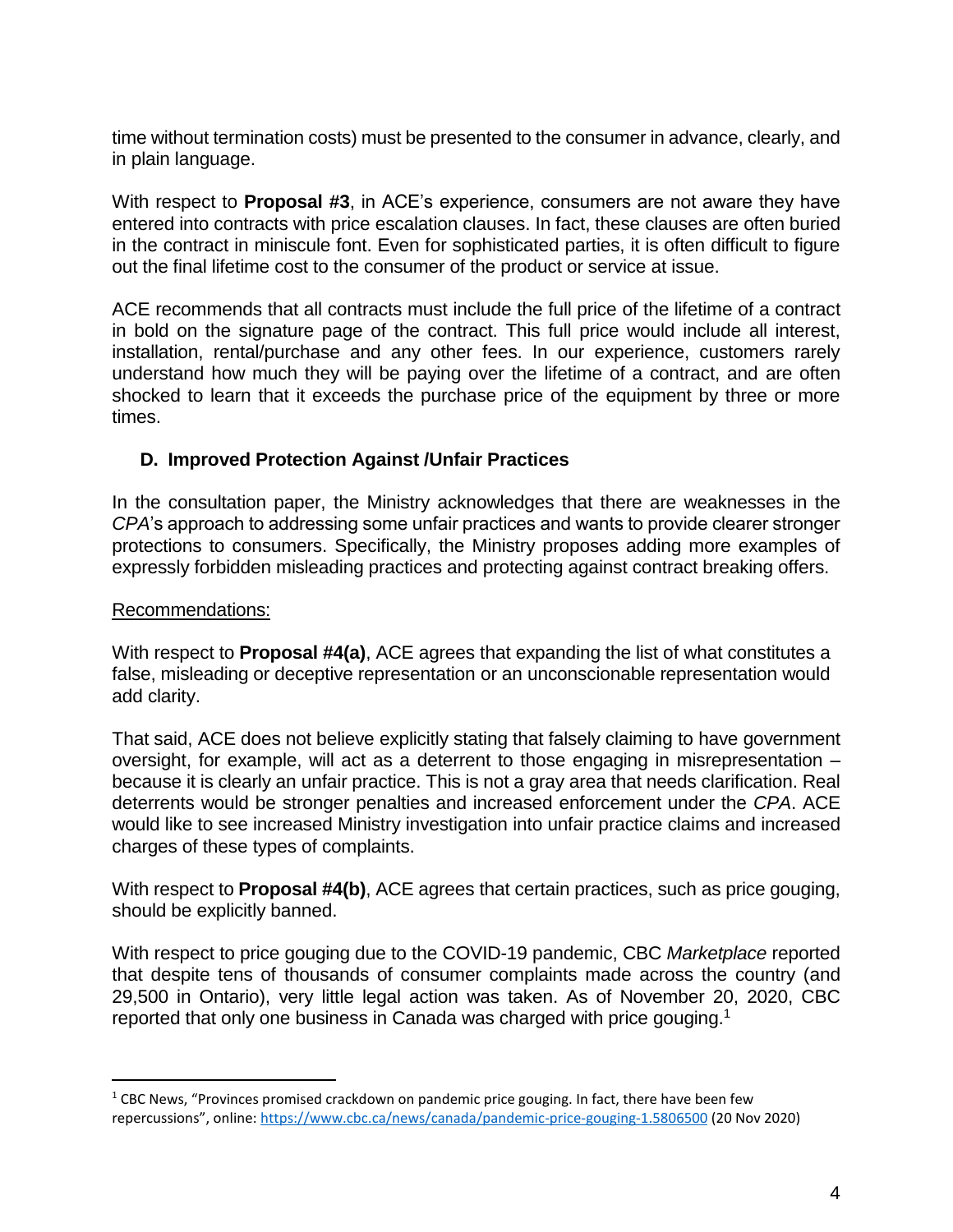time without termination costs) must be presented to the consumer in advance, clearly, and in plain language.

With respect to **Proposal #3**, in ACE's experience, consumers are not aware they have entered into contracts with price escalation clauses. In fact, these clauses are often buried in the contract in miniscule font. Even for sophisticated parties, it is often difficult to figure out the final lifetime cost to the consumer of the product or service at issue.

ACE recommends that all contracts must include the full price of the lifetime of a contract in bold on the signature page of the contract. This full price would include all interest, installation, rental/purchase and any other fees. In our experience, customers rarely understand how much they will be paying over the lifetime of a contract, and are often shocked to learn that it exceeds the purchase price of the equipment by three or more times.

### D. Improved Protection Against /Unfair Practices

In the consultation paper, the Ministry acknowledges that there are weaknesses in the *CPA*'s approach to addressing some unfair practices and wants to provide clearer stronger protections to consumers. Specifically, the Ministry proposes adding more examples of expressly forbidden misleading practices and protecting against contract breaking offers.

<u>Recommendations:</u>

With respect to **Proposal #4(a)**, ACE agrees that expanding the list of what constitutes a false, misleading or deceptive representation or an unconscionable representation would add clarity.

That said, ACE does not believe explicitly stating that falsely claiming to have government oversight, for example, will act as a deterrent to those engaging in misrepresentation – because it is clearly an unfair practice. This is not a gray area that needs clarification. Real deterrents would be stronger penalties and increased enforcement under the *CPA*. ACE would like to see increased Ministry investigation into unfair practice claims and increased charges of these types of complaints.

With respect to **Proposal #4(b)**, ACE agrees that certain practices, such as price gouging, should be explicitly banned.

With respect to price gouging due to the COVID-19 pandemic, CBC *Marketplace* reported that despite tens of thousands of consumer complaints made across the country (and 29,500 in Ontario), very little legal action was taken. As of November 20, 2020, CBC reported that only one business in Canada was charged with price gouging.[1]

---

[1] CBC News, "Provinces promised crackdown on pandemic price gouging. In fact, there have been few repercussions", online: https://www.cbc.ca/news/canada/pandemic-price-gouging-1.5806500 (20 Nov 2020)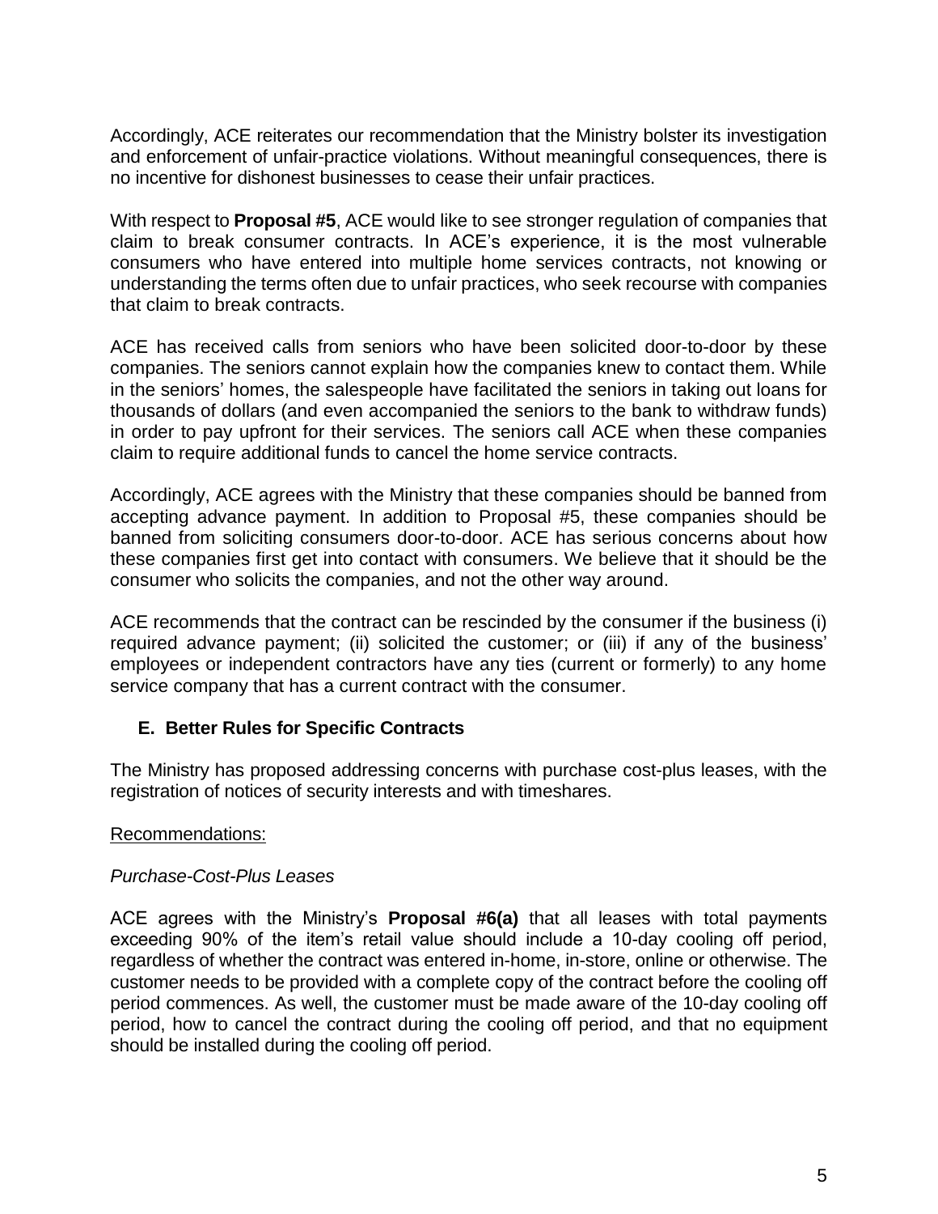Accordingly, ACE reiterates our recommendation that the Ministry bolster its investigation and enforcement of unfair-practice violations. Without meaningful consequences, there is no incentive for dishonest businesses to cease their unfair practices.

With respect to **Proposal #5**, ACE would like to see stronger regulation of companies that claim to break consumer contracts. In ACE's experience, it is the most vulnerable consumers who have entered into multiple home services contracts, not knowing or understanding the terms often due to unfair practices, who seek recourse with companies that claim to break contracts.

ACE has received calls from seniors who have been solicited door-to-door by these companies. The seniors cannot explain how the companies knew to contact them. While in the seniors' homes, the salespeople have facilitated the seniors in taking out loans for thousands of dollars (and even accompanied the seniors to the bank to withdraw funds) in order to pay upfront for their services. The seniors call ACE when these companies claim to require additional funds to cancel the home service contracts.

Accordingly, ACE agrees with the Ministry that these companies should be banned from accepting advance payment. In addition to Proposal #5, these companies should be banned from soliciting consumers door-to-door. ACE has serious concerns about how these companies first get into contact with consumers. We believe that it should be the consumer who solicits the companies, and not the other way around.

ACE recommends that the contract can be rescinded by the consumer if the business (i) required advance payment; (ii) solicited the customer; or (iii) if any of the business' employees or independent contractors have any ties (current or formerly) to any home service company that has a current contract with the consumer.

### E. Better Rules for Specific Contracts

The Ministry has proposed addressing concerns with purchase cost-plus leases, with the registration of notices of security interests and with timeshares.

Recommendations:

*Purchase-Cost-Plus Leases*

ACE agrees with the Ministry's **Proposal #6(a)** that all leases with total payments exceeding 90% of the item's retail value should include a 10-day cooling off period, regardless of whether the contract was entered in-home, in-store, online or otherwise. The customer needs to be provided with a complete copy of the contract before the cooling off period commences. As well, the customer must be made aware of the 10-day cooling off period, how to cancel the contract during the cooling off period, and that no equipment should be installed during the cooling off period.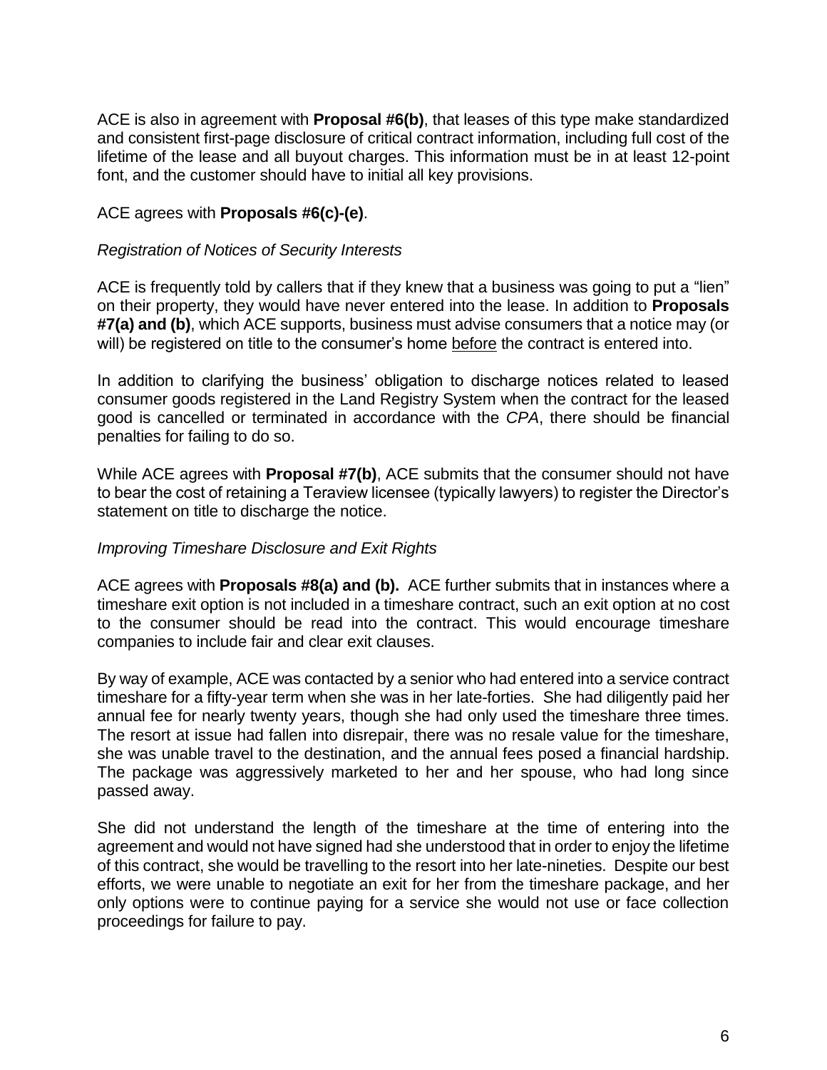ACE is also in agreement with **Proposal #6(b)**, that leases of this type make standardized and consistent first-page disclosure of critical contract information, including full cost of the lifetime of the lease and all buyout charges. This information must be in at least 12-point font, and the customer should have to initial all key provisions.

ACE agrees with **Proposals #6(c)-(e)**.

*Registration of Notices of Security Interests*

ACE is frequently told by callers that if they knew that a business was going to put a "lien" on their property, they would have never entered into the lease. In addition to **Proposals #7(a) and (b)**, which ACE supports, business must advise consumers that a notice may (or will) be registered on title to the consumer's home <u>before</u> the contract is entered into.

In addition to clarifying the business' obligation to discharge notices related to leased consumer goods registered in the Land Registry System when the contract for the leased good is cancelled or terminated in accordance with the *CPA*, there should be financial penalties for failing to do so.

While ACE agrees with **Proposal #7(b)**, ACE submits that the consumer should not have to bear the cost of retaining a Teraview licensee (typically lawyers) to register the Director's statement on title to discharge the notice.

*Improving Timeshare Disclosure and Exit Rights*

ACE agrees with **Proposals #8(a) and (b).** ACE further submits that in instances where a timeshare exit option is not included in a timeshare contract, such an exit option at no cost to the consumer should be read into the contract. This would encourage timeshare companies to include fair and clear exit clauses.

By way of example, ACE was contacted by a senior who had entered into a service contract timeshare for a fifty-year term when she was in her late-forties. She had diligently paid her annual fee for nearly twenty years, though she had only used the timeshare three times. The resort at issue had fallen into disrepair, there was no resale value for the timeshare, she was unable travel to the destination, and the annual fees posed a financial hardship. The package was aggressively marketed to her and her spouse, who had long since passed away.

She did not understand the length of the timeshare at the time of entering into the agreement and would not have signed had she understood that in order to enjoy the lifetime of this contract, she would be travelling to the resort into her late-nineties. Despite our best efforts, we were unable to negotiate an exit for her from the timeshare package, and her only options were to continue paying for a service she would not use or face collection proceedings for failure to pay.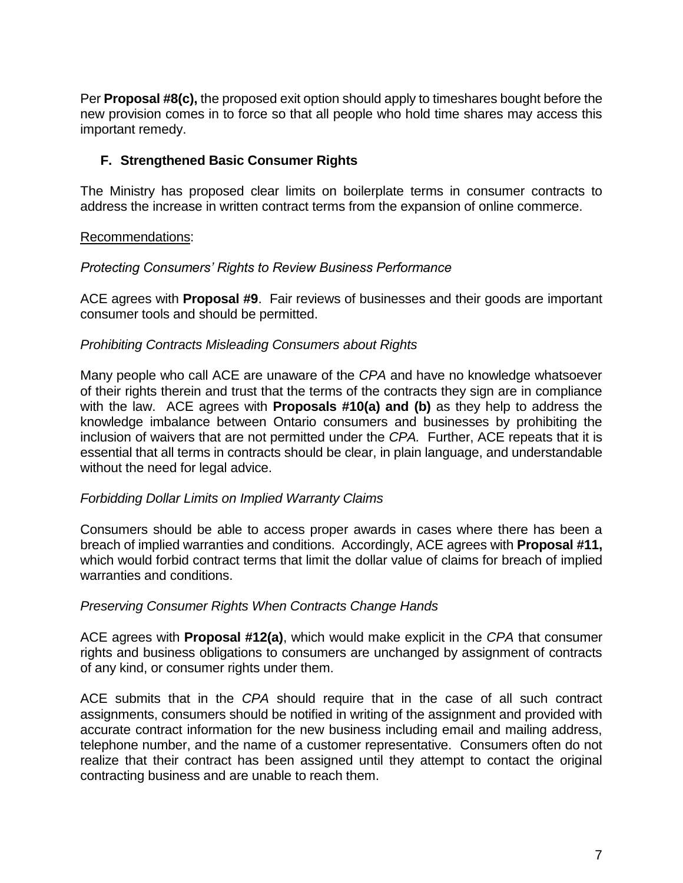Per **Proposal #8(c),** the proposed exit option should apply to timeshares bought before the new provision comes in to force so that all people who hold time shares may access this important remedy.

### F. Strengthened Basic Consumer Rights

The Ministry has proposed clear limits on boilerplate terms in consumer contracts to address the increase in written contract terms from the expansion of online commerce.

Recommendations:

*Protecting Consumers' Rights to Review Business Performance*

ACE agrees with **Proposal #9**. Fair reviews of businesses and their goods are important consumer tools and should be permitted.

*Prohibiting Contracts Misleading Consumers about Rights*

Many people who call ACE are unaware of the *CPA* and have no knowledge whatsoever of their rights therein and trust that the terms of the contracts they sign are in compliance with the law. ACE agrees with **Proposals #10(a) and (b)** as they help to address the knowledge imbalance between Ontario consumers and businesses by prohibiting the inclusion of waivers that are not permitted under the *CPA.* Further, ACE repeats that it is essential that all terms in contracts should be clear, in plain language, and understandable without the need for legal advice.

*Forbidding Dollar Limits on Implied Warranty Claims*

Consumers should be able to access proper awards in cases where there has been a breach of implied warranties and conditions. Accordingly, ACE agrees with **Proposal #11,** which would forbid contract terms that limit the dollar value of claims for breach of implied warranties and conditions.

*Preserving Consumer Rights When Contracts Change Hands*

ACE agrees with **Proposal #12(a)**, which would make explicit in the *CPA* that consumer rights and business obligations to consumers are unchanged by assignment of contracts of any kind, or consumer rights under them.

ACE submits that in the *CPA* should require that in the case of all such contract assignments, consumers should be notified in writing of the assignment and provided with accurate contract information for the new business including email and mailing address, telephone number, and the name of a customer representative. Consumers often do not realize that their contract has been assigned until they attempt to contact the original contracting business and are unable to reach them.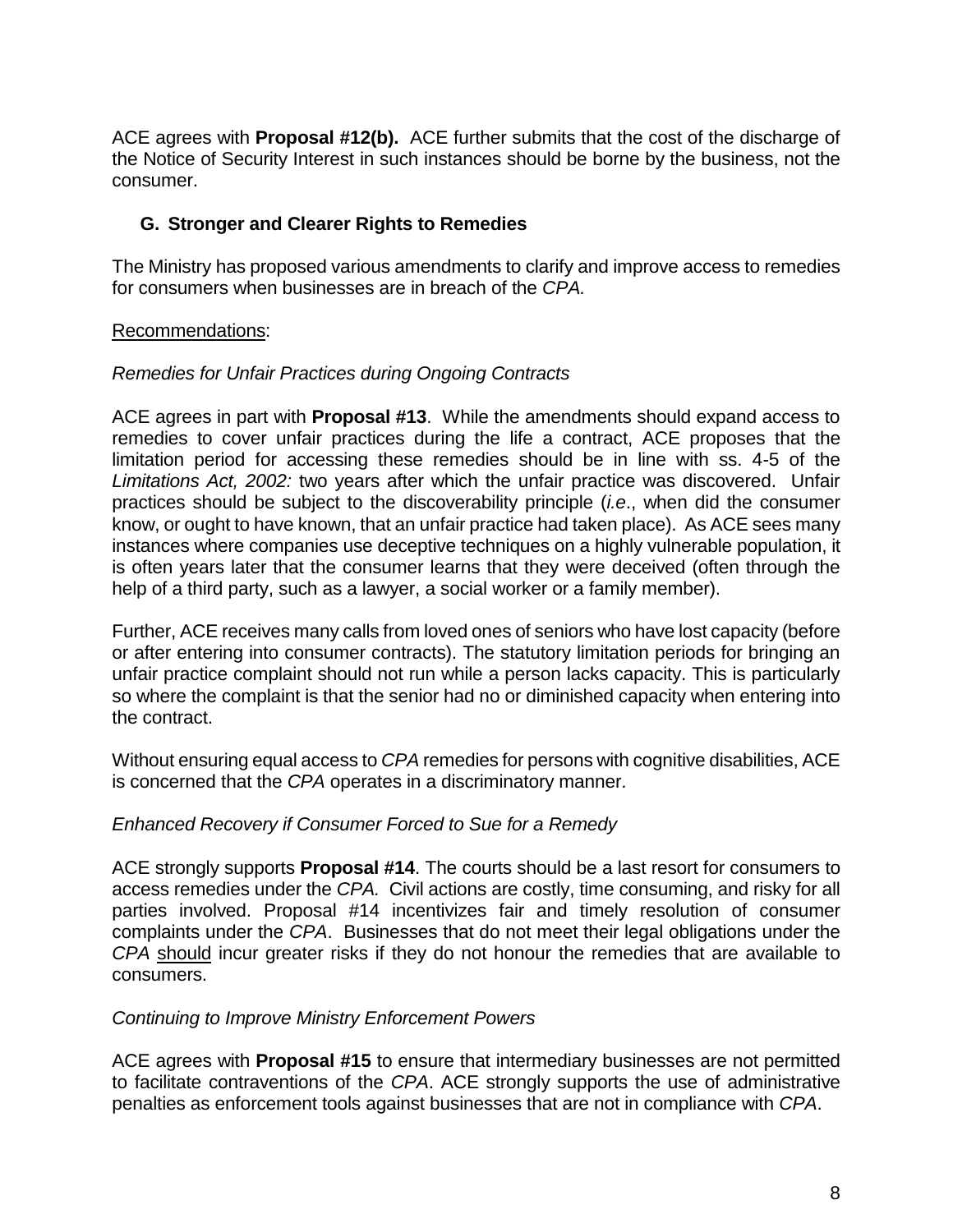ACE agrees with **Proposal #12(b).** ACE further submits that the cost of the discharge of the Notice of Security Interest in such instances should be borne by the business, not the consumer.

## G. Stronger and Clearer Rights to Remedies

The Ministry has proposed various amendments to clarify and improve access to remedies for consumers when businesses are in breach of the *CPA.*

Recommendations:

*Remedies for Unfair Practices during Ongoing Contracts*

ACE agrees in part with **Proposal #13**. While the amendments should expand access to remedies to cover unfair practices during the life a contract, ACE proposes that the limitation period for accessing these remedies should be in line with ss. 4-5 of the *Limitations Act, 2002:* two years after which the unfair practice was discovered. Unfair practices should be subject to the discoverability principle (*i.e*., when did the consumer know, or ought to have known, that an unfair practice had taken place). As ACE sees many instances where companies use deceptive techniques on a highly vulnerable population, it is often years later that the consumer learns that they were deceived (often through the help of a third party, such as a lawyer, a social worker or a family member).

Further, ACE receives many calls from loved ones of seniors who have lost capacity (before or after entering into consumer contracts). The statutory limitation periods for bringing an unfair practice complaint should not run while a person lacks capacity. This is particularly so where the complaint is that the senior had no or diminished capacity when entering into the contract.

Without ensuring equal access to *CPA* remedies for persons with cognitive disabilities, ACE is concerned that the *CPA* operates in a discriminatory manner.

*Enhanced Recovery if Consumer Forced to Sue for a Remedy*

ACE strongly supports **Proposal #14**. The courts should be a last resort for consumers to access remedies under the *CPA.* Civil actions are costly, time consuming, and risky for all parties involved. Proposal #14 incentivizes fair and timely resolution of consumer complaints under the *CPA*. Businesses that do not meet their legal obligations under the *CPA* should incur greater risks if they do not honour the remedies that are available to consumers.

*Continuing to Improve Ministry Enforcement Powers*

ACE agrees with **Proposal #15** to ensure that intermediary businesses are not permitted to facilitate contraventions of the *CPA*. ACE strongly supports the use of administrative penalties as enforcement tools against businesses that are not in compliance with *CPA*.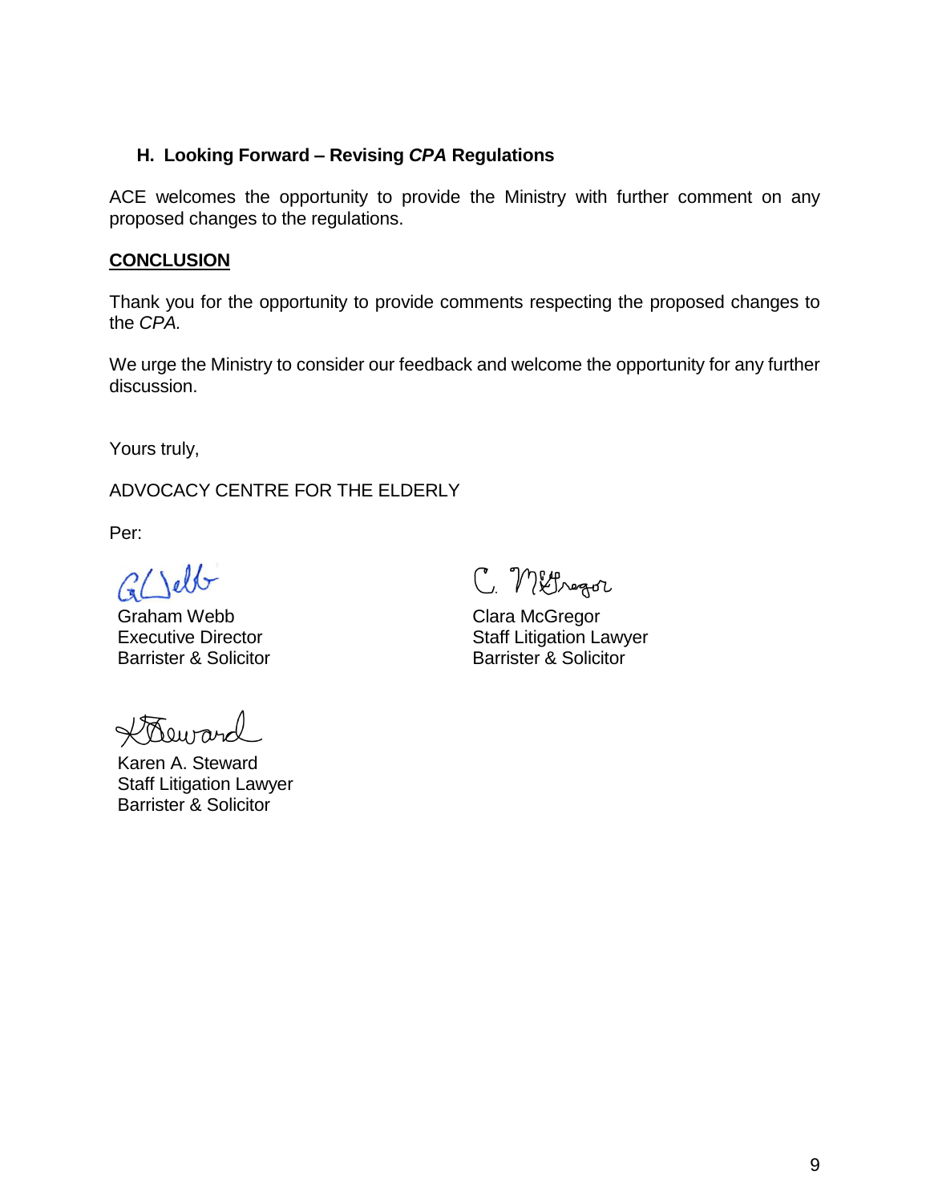### H. Looking Forward – Revising *CPA* Regulations

ACE welcomes the opportunity to provide the Ministry with further comment on any proposed changes to the regulations.

## CONCLUSION

Thank you for the opportunity to provide comments respecting the proposed changes to the *CPA.*

We urge the Ministry to consider our feedback and welcome the opportunity for any further discussion.

Yours truly,

ADVOCACY CENTRE FOR THE ELDERLY

Per:

Graham Webb
Executive Director
Barrister & Solicitor

Clara McGregor
Staff Litigation Lawyer
Barrister & Solicitor

Karen A. Steward
Staff Litigation Lawyer
Barrister & Solicitor